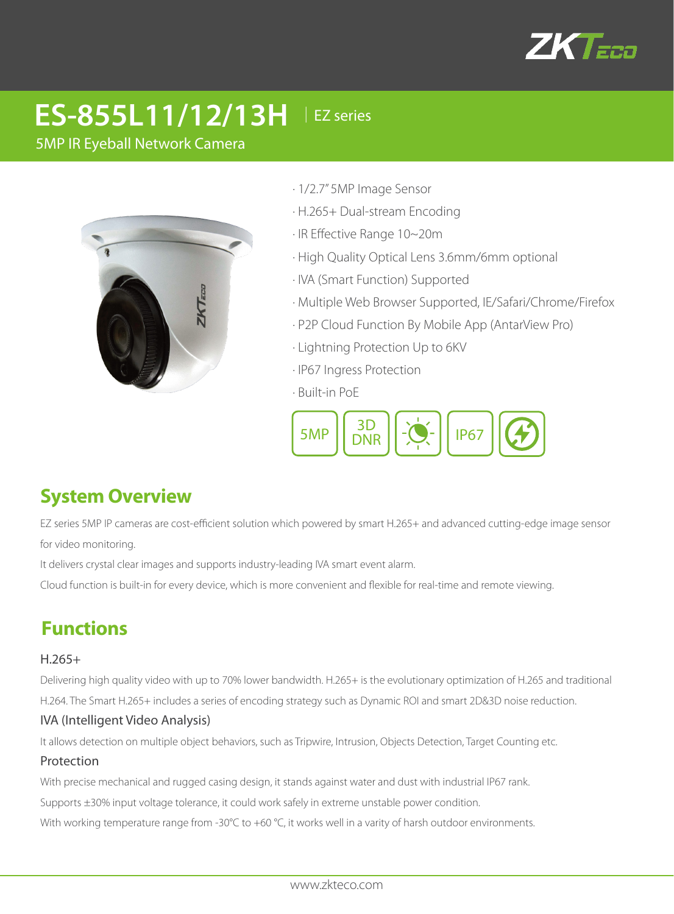# ES-855L11/12/13H | EZ series

5MP IR Eyeball Network Camera

- 1/2.7" 5MP Image Sensor
- H.265+ Dual-stream Encoding
- IR Effective Range 10~20m
- High Quality Optical Lens 3.6mm/6mm optional
- IVA (Smart Function) Supported
- Multiple Web Browser Supported, IE/Safari/Chrome/Firefox
- P2P Cloud Function By Mobile App (AntarView Pro)
- Lightning Protection Up to 6KV
- IP67 Ingress Protection
- Built-in PoE

5MP | 3D DNR | IP67

## System Overview

EZ series 5MP IP cameras are cost-efficient solution which powered by smart H.265+ and advanced cutting-edge image sensor for video monitoring.

It delivers crystal clear images and supports industry-leading IVA smart event alarm.

Cloud function is built-in for every device, which is more convenient and flexible for real-time and remote viewing.

## Functions

### H.265+

Delivering high quality video with up to 70% lower bandwidth. H.265+ is the evolutionary optimization of H.265 and traditional H.264. The Smart H.265+ includes a series of encoding strategy such as Dynamic ROI and smart 2D&3D noise reduction.

### IVA (Intelligent Video Analysis)

It allows detection on multiple object behaviors, such as Tripwire, Intrusion, Objects Detection, Target Counting etc.

### Protection

With precise mechanical and rugged casing design, it stands against water and dust with industrial IP67 rank.

Supports ±30% input voltage tolerance, it could work safely in extreme unstable power condition.

With working temperature range from -30℃ to +60 ℃, it works well in a varity of harsh outdoor environments.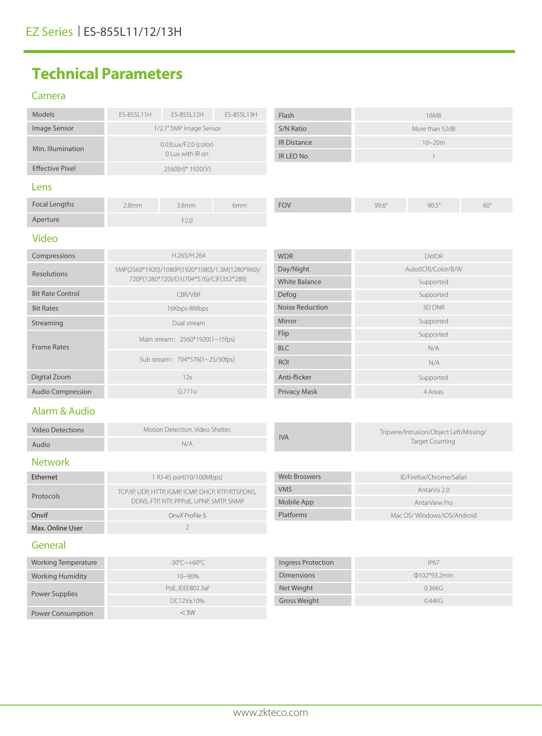# Technical Parameters

## Camera

| Models | ES-855L11H | ES-855L12H | ES-855L13H |
|---|---|---|---|
| Image Sensor | 1/2.7" 5MP Image Sensor | | |
| Min. Illumination | 0.03Lux/F2.0 (color)<br>0 Lux with IR on | | |
| Effective Pixel | 2560(H)* 1920(V) | | |

| Flash | 16MB |
|---|---|
| S/N Ratio | More than 52dB |
| IR Distance | 10~20m |
| IR LED No. | 1 |

## Lens

| Focal Lengths | 2.8mm | 3.6mm | 6mm |
|---|---|---|---|
| Aperture | F2.0 | | |

| FOV | 99.6° | 90.5° | 60° |
|---|---|---|---|

## Video

| Compressions | H.265/H.264 |
|---|---|
| Resolutions | 5MP(2560*1920)/1080P(1920*1080)/1.3M(1280*960)/ 720P(1280*720)/D1(704*576)/CIF(352*288) |
| Bit Rate Control | CBR/VBR |
| Bit Rates | 16Kbps-8Mbps |
| Streaming | Dual stream |
| Frame Rates | Main stream：2560*1920(1~15fps)<br>Sub stream：704*576(1~25/30fps) |
| Digital Zoom | 12x |
| Audio Compression | G.711u |

| WDR | DWDR |
|---|---|
| Day/Night | Auto(ICR)/Color/B/W |
| White Balance | Supported |
| Defog | Supported |
| Noise Reduction | 3D DNR |
| Mirror | Supported |
| Flip | Supported |
| BLC | N/A |
| ROI | N/A |
| Anti-flicker | Supported |
| Privacy Mask | 4 Areas |

## Alarm & Audio

| Video Detections | Motion Detection, Video Shelter, |
|---|---|
| Audio | N/A |

| IVA | Tripwire/Intrusion/Object Left/Missing/ Target Counting |
|---|---|

## Network

| Ethernet | 1 RJ-45 port(10/100Mbps) |
|---|---|
| Protocols | TCP/IP, UDP, HTTP, IGMP, ICMP, DHCP, RTP/RTSP,DNS, DDNS, FTP, NTP, PPPoE, UPNP, SMTP, SNMP |
| Onvif | Onvif Profile S |
| Max. Online User | 2 |

| Web Broswers | IE/Firefox/Chrome/Safari |
|---|---|
| VMS | AntarVis 2.0 |
| Mobile App | AntarView Pro |
| Platforms | Mac OS/ Windows/iOS/Android |

## General

| Working Temperature | -30℃~+60℃ |
|---|---|
| Working Humidity | 10~90% |
| Power Supplies | PoE, IEEE802.3af<br>DC12V±10% |
| Power Consumption | ＜3W |

| Ingress Protection | IP67 |
|---|---|
| Dimensions | Φ102*93.2mm |
| Net Weight | 0.36KG |
| Gross Weight | 0.44KG |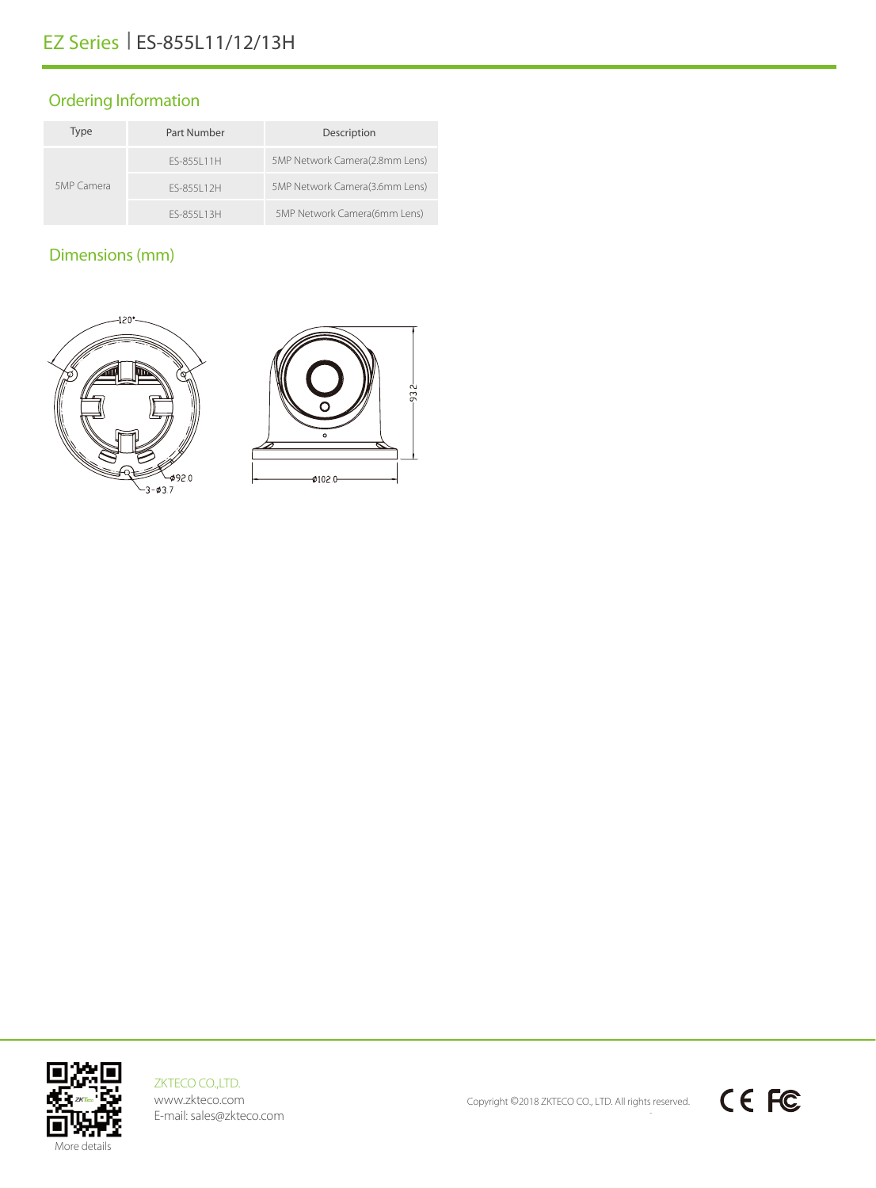## Ordering Information

| Type | Part Number | Description |
|---|---|---|
| 5MP Camera | ES-855L11H | 5MP Network Camera(2.8mm Lens) |
| | ES-855L12H | 5MP Network Camera(3.6mm Lens) |
| | ES-855L13H | 5MP Network Camera(6mm Lens) |

## Dimensions (mm)

120°

ø92.0

3-ø3.7

93.2

ø102.0

ZKTECO CO.,LTD.
www.zkteco.com
E-mail: sales@zkteco.com

More details

Copyright ©2018 ZKTECO CO., LTD. All rights reserved.